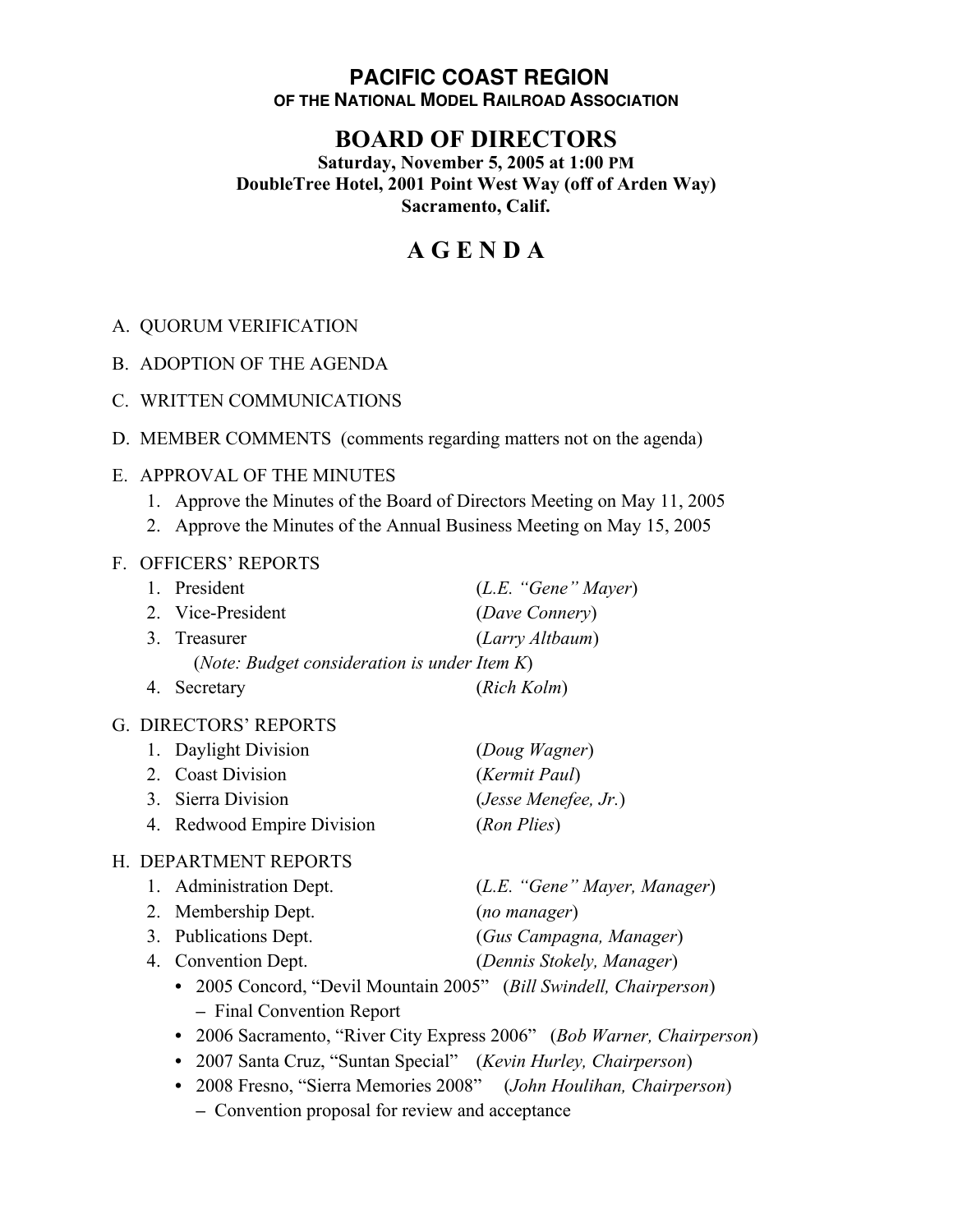# PACIFIC COAST REGION

**OF THE NATIONAL MODEL RAILROAD ASSOCIATION**

## BOARD OF DIRECTORS

**Saturday, November 5, 2005 at 1:00 PM**
**DoubleTree Hotel, 2001 Point West Way (off of Arden Way)**
**Sacramento, Calif.**

# A G E N D A

A. QUORUM VERIFICATION

B. ADOPTION OF THE AGENDA

C. WRITTEN COMMUNICATIONS

D. MEMBER COMMENTS (comments regarding matters not on the agenda)

E. APPROVAL OF THE MINUTES
   1. Approve the Minutes of the Board of Directors Meeting on May 11, 2005
   2. Approve the Minutes of the Annual Business Meeting on May 15, 2005

F. OFFICERS' REPORTS
   1. President (*L.E. "Gene" Mayer*)
   2. Vice-President (*Dave Connery*)
   3. Treasurer (*Larry Altbaum*)
      (*Note: Budget consideration is under Item K*)
   4. Secretary (*Rich Kolm*)

G. DIRECTORS' REPORTS
   1. Daylight Division (*Doug Wagner*)
   2. Coast Division (*Kermit Paul*)
   3. Sierra Division (*Jesse Menefee, Jr.*)
   4. Redwood Empire Division (*Ron Plies*)

H. DEPARTMENT REPORTS
   1. Administration Dept. (*L.E. "Gene" Mayer, Manager*)
   2. Membership Dept. (*no manager*)
   3. Publications Dept. (*Gus Campagna, Manager*)
   4. Convention Dept. (*Dennis Stokely, Manager*)
      - 2005 Concord, "Devil Mountain 2005" (*Bill Swindell, Chairperson*)
        – Final Convention Report
      - 2006 Sacramento, "River City Express 2006" (*Bob Warner, Chairperson*)
      - 2007 Santa Cruz, "Suntan Special" (*Kevin Hurley, Chairperson*)
      - 2008 Fresno, "Sierra Memories 2008" (*John Houlihan, Chairperson*)
        – Convention proposal for review and acceptance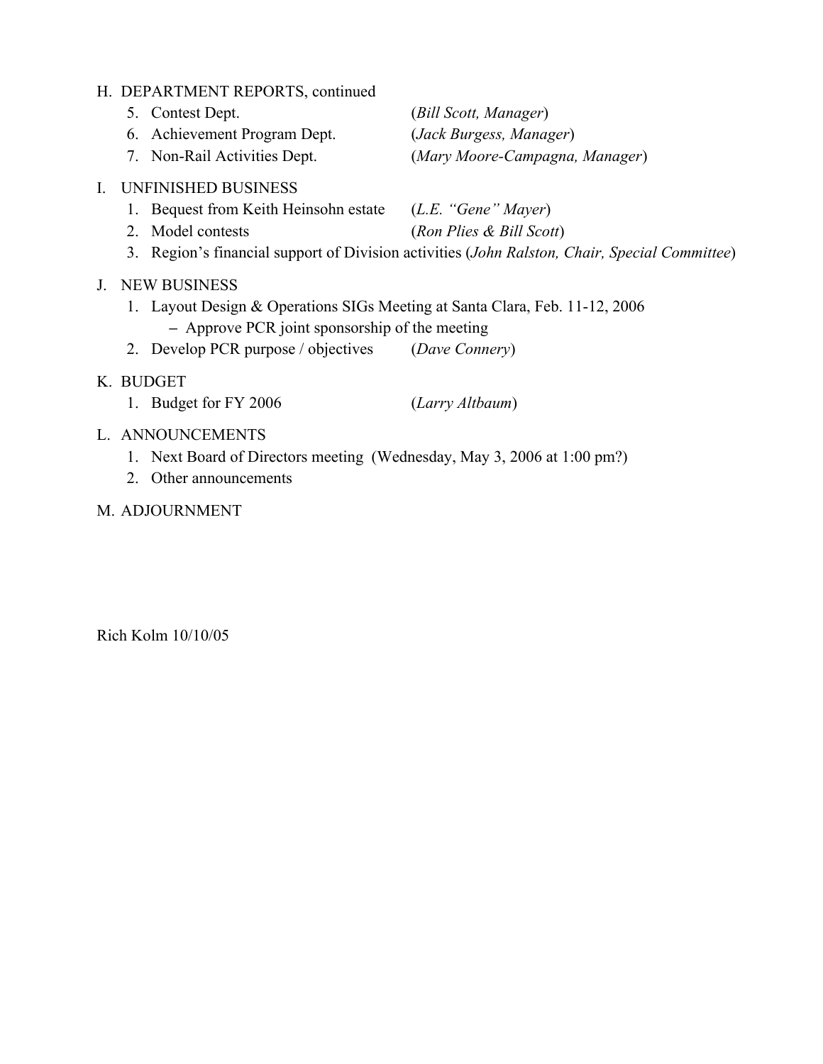H. DEPARTMENT REPORTS, continued

5. Contest Dept. (*Bill Scott, Manager*)
6. Achievement Program Dept. (*Jack Burgess, Manager*)
7. Non-Rail Activities Dept. (*Mary Moore-Campagna, Manager*)

I. UNFINISHED BUSINESS

1. Bequest from Keith Heinsohn estate (*L.E. "Gene" Mayer*)
2. Model contests (*Ron Plies & Bill Scott*)
3. Region's financial support of Division activities (*John Ralston, Chair, Special Committee*)

J. NEW BUSINESS

1. Layout Design & Operations SIGs Meeting at Santa Clara, Feb. 11-12, 2006
   - Approve PCR joint sponsorship of the meeting
2. Develop PCR purpose / objectives (*Dave Connery*)

K. BUDGET

1. Budget for FY 2006 (*Larry Altbaum*)

L. ANNOUNCEMENTS

1. Next Board of Directors meeting (Wednesday, May 3, 2006 at 1:00 pm?)
2. Other announcements

M. ADJOURNMENT

Rich Kolm 10/10/05